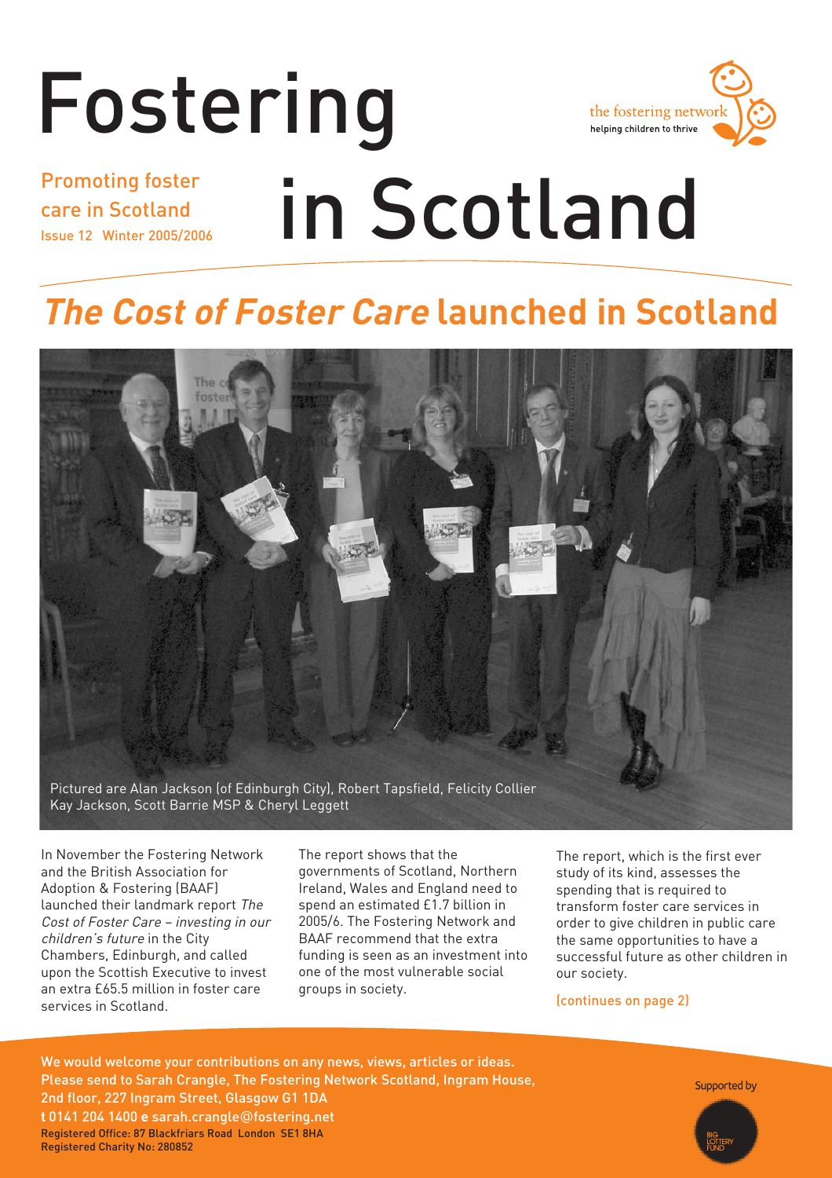# Fostering in Scotland

Promoting foster care in Scotland
Issue 12 Winter 2005/2006

the fostering network
helping children to thrive

## *The Cost of Foster Care* launched in Scotland

Pictured are Alan Jackson (of Edinburgh City), Robert Tapsfield, Felicity Collier Kay Jackson, Scott Barrie MSP & Cheryl Leggett

In November the Fostering Network and the British Association for Adoption & Fostering (BAAF) launched their landmark report *The Cost of Foster Care – investing in our children's future* in the City Chambers, Edinburgh, and called upon the Scottish Executive to invest an extra £65.5 million in foster care services in Scotland.

The report shows that the governments of Scotland, Northern Ireland, Wales and England need to spend an estimated £1.7 billion in 2005/6. The Fostering Network and BAAF recommend that the extra funding is seen as an investment into one of the most vulnerable social groups in society.

The report, which is the first ever study of its kind, assesses the spending that is required to transform foster care services in order to give children in public care the same opportunities to have a successful future as other children in our society.

(continues on page 2)

We would welcome your contributions on any news, views, articles or ideas. Please send to Sarah Crangle, The Fostering Network Scotland, Ingram House, 2nd floor, 227 Ingram Street, Glasgow G1 1DA
**t** 0141 204 1400 **e** sarah.crangle@fostering.net
Registered Office: 87 Blackfriars Road London SE1 8HA
Registered Charity No: 280852

Supported by BIG LOTTERY FUND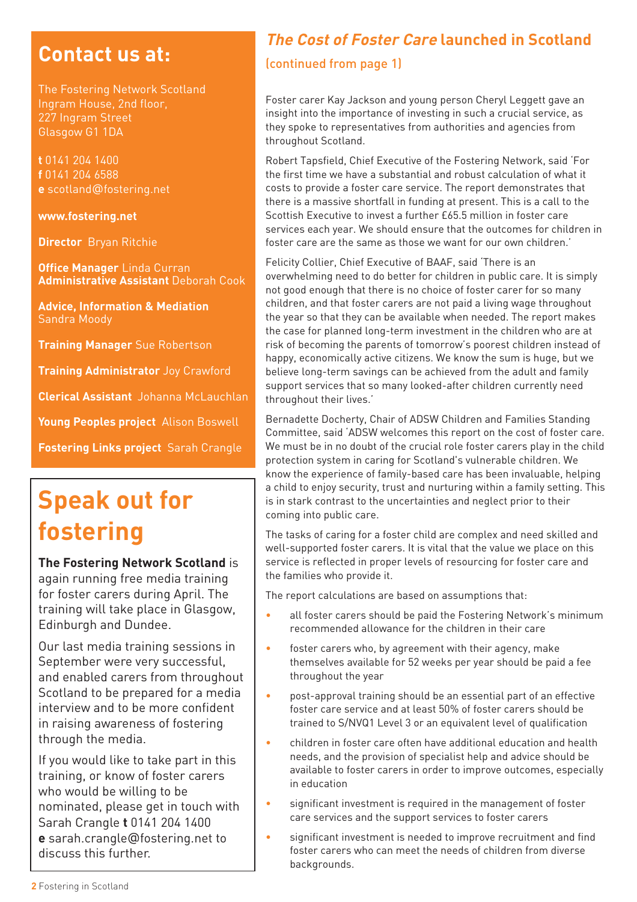## Contact us at:

The Fostering Network Scotland
Ingram House, 2nd floor,
227 Ingram Street
Glasgow G1 1DA

**t** 0141 204 1400
**f** 0141 204 6588
**e** scotland@fostering.net

**www.fostering.net**

**Director** Bryan Ritchie

**Office Manager** Linda Curran
**Administrative Assistant** Deborah Cook

**Advice, Information & Mediation**
Sandra Moody

**Training Manager** Sue Robertson

**Training Administrator** Joy Crawford

**Clerical Assistant** Johanna McLauchlan

**Young Peoples project** Alison Boswell

**Fostering Links project** Sarah Crangle

# Speak out for fostering

**The Fostering Network Scotland** is again running free media training for foster carers during April. The training will take place in Glasgow, Edinburgh and Dundee.

Our last media training sessions in September were very successful, and enabled carers from throughout Scotland to be prepared for a media interview and to be more confident in raising awareness of fostering through the media.

If you would like to take part in this training, or know of foster carers who would be willing to be nominated, please get in touch with Sarah Crangle **t** 0141 204 1400 **e** sarah.crangle@fostering.net to discuss this further.

## *The Cost of Foster Care* launched in Scotland

(continued from page 1)

Foster carer Kay Jackson and young person Cheryl Leggett gave an insight into the importance of investing in such a crucial service, as they spoke to representatives from authorities and agencies from throughout Scotland.

Robert Tapsfield, Chief Executive of the Fostering Network, said 'For the first time we have a substantial and robust calculation of what it costs to provide a foster care service. The report demonstrates that there is a massive shortfall in funding at present. This is a call to the Scottish Executive to invest a further £65.5 million in foster care services each year. We should ensure that the outcomes for children in foster care are the same as those we want for our own children.'

Felicity Collier, Chief Executive of BAAF, said 'There is an overwhelming need to do better for children in public care. It is simply not good enough that there is no choice of foster carer for so many children, and that foster carers are not paid a living wage throughout the year so that they can be available when needed. The report makes the case for planned long-term investment in the children who are at risk of becoming the parents of tomorrow's poorest children instead of happy, economically active citizens. We know the sum is huge, but we believe long-term savings can be achieved from the adult and family support services that so many looked-after children currently need throughout their lives.'

Bernadette Docherty, Chair of ADSW Children and Families Standing Committee, said 'ADSW welcomes this report on the cost of foster care. We must be in no doubt of the crucial role foster carers play in the child protection system in caring for Scotland's vulnerable children. We know the experience of family-based care has been invaluable, helping a child to enjoy security, trust and nurturing within a family setting. This is in stark contrast to the uncertainties and neglect prior to their coming into public care.

The tasks of caring for a foster child are complex and need skilled and well-supported foster carers. It is vital that the value we place on this service is reflected in proper levels of resourcing for foster care and the families who provide it.

The report calculations are based on assumptions that:

- all foster carers should be paid the Fostering Network's minimum recommended allowance for the children in their care
- foster carers who, by agreement with their agency, make themselves available for 52 weeks per year should be paid a fee throughout the year
- post-approval training should be an essential part of an effective foster care service and at least 50% of foster carers should be trained to S/NVQ1 Level 3 or an equivalent level of qualification
- children in foster care often have additional education and health needs, and the provision of specialist help and advice should be available to foster carers in order to improve outcomes, especially in education
- significant investment is required in the management of foster care services and the support services to foster carers
- significant investment is needed to improve recruitment and find foster carers who can meet the needs of children from diverse backgrounds.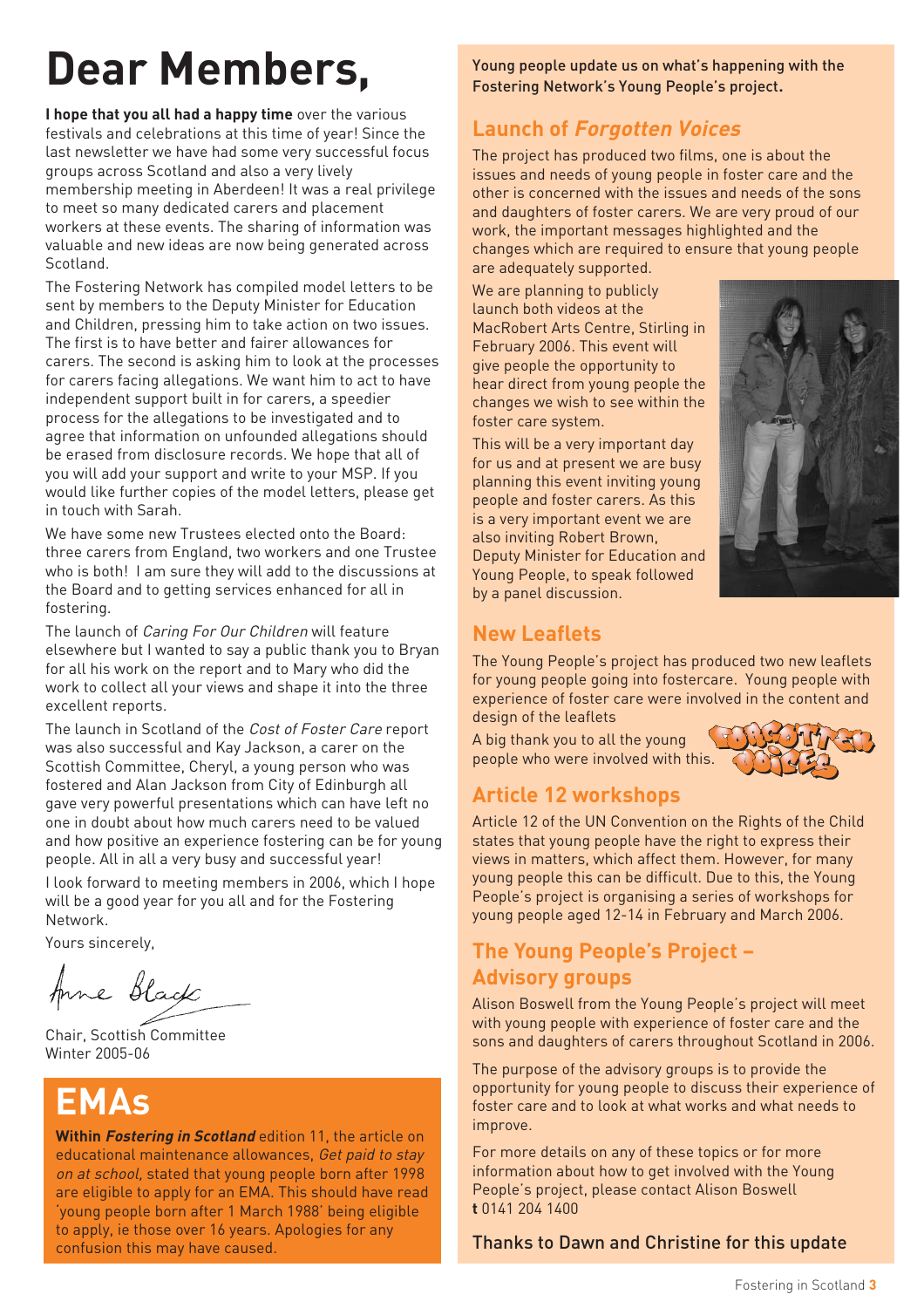# Dear Members,

**I hope that you all had a happy time** over the various festivals and celebrations at this time of year! Since the last newsletter we have had some very successful focus groups across Scotland and also a very lively membership meeting in Aberdeen! It was a real privilege to meet so many dedicated carers and placement workers at these events. The sharing of information was valuable and new ideas are now being generated across Scotland.

The Fostering Network has compiled model letters to be sent by members to the Deputy Minister for Education and Children, pressing him to take action on two issues. The first is to have better and fairer allowances for carers. The second is asking him to look at the processes for carers facing allegations. We want him to act to have independent support built in for carers, a speedier process for the allegations to be investigated and to agree that information on unfounded allegations should be erased from disclosure records. We hope that all of you will add your support and write to your MSP. If you would like further copies of the model letters, please get in touch with Sarah.

We have some new Trustees elected onto the Board: three carers from England, two workers and one Trustee who is both! I am sure they will add to the discussions at the Board and to getting services enhanced for all in fostering.

The launch of *Caring For Our Children* will feature elsewhere but I wanted to say a public thank you to Bryan for all his work on the report and to Mary who did the work to collect all your views and shape it into the three excellent reports.

The launch in Scotland of the *Cost of Foster Care* report was also successful and Kay Jackson, a carer on the Scottish Committee, Cheryl, a young person who was fostered and Alan Jackson from City of Edinburgh all gave very powerful presentations which can have left no one in doubt about how much carers need to be valued and how positive an experience fostering can be for young people. All in all a very busy and successful year!

I look forward to meeting members in 2006, which I hope will be a good year for you all and for the Fostering Network.

Yours sincerely,

Anne Black

Chair, Scottish Committee
Winter 2005-06

## EMAs

**Within *Fostering in Scotland*** edition 11, the article on educational maintenance allowances, *Get paid to stay on at school*, stated that young people born after 1998 are eligible to apply for an EMA. This should have read 'young people born after 1 March 1988' being eligible to apply, ie those over 16 years. Apologies for any confusion this may have caused.

Young people update us on what's happening with the Fostering Network's Young People's project.

## Launch of *Forgotten Voices*

The project has produced two films, one is about the issues and needs of young people in foster care and the other is concerned with the issues and needs of the sons and daughters of foster carers. We are very proud of our work, the important messages highlighted and the changes which are required to ensure that young people are adequately supported.

We are planning to publicly launch both videos at the MacRobert Arts Centre, Stirling in February 2006. This event will give people the opportunity to hear direct from young people the changes we wish to see within the foster care system.

This will be a very important day for us and at present we are busy planning this event inviting young people and foster carers. As this is a very important event we are also inviting Robert Brown, Deputy Minister for Education and Young People, to speak followed by a panel discussion.

## New Leaflets

The Young People's project has produced two new leaflets for young people going into fostercare. Young people with experience of foster care were involved in the content and design of the leaflets

A big thank you to all the young people who were involved with this.

## Article 12 workshops

Article 12 of the UN Convention on the Rights of the Child states that young people have the right to express their views in matters, which affect them. However, for many young people this can be difficult. Due to this, the Young People's project is organising a series of workshops for young people aged 12-14 in February and March 2006.

## The Young People's Project – Advisory groups

Alison Boswell from the Young People's project will meet with young people with experience of foster care and the sons and daughters of carers throughout Scotland in 2006.

The purpose of the advisory groups is to provide the opportunity for young people to discuss their experience of foster care and to look at what works and what needs to improve.

For more details on any of these topics or for more information about how to get involved with the Young People's project, please contact Alison Boswell
**t** 0141 204 1400

Thanks to Dawn and Christine for this update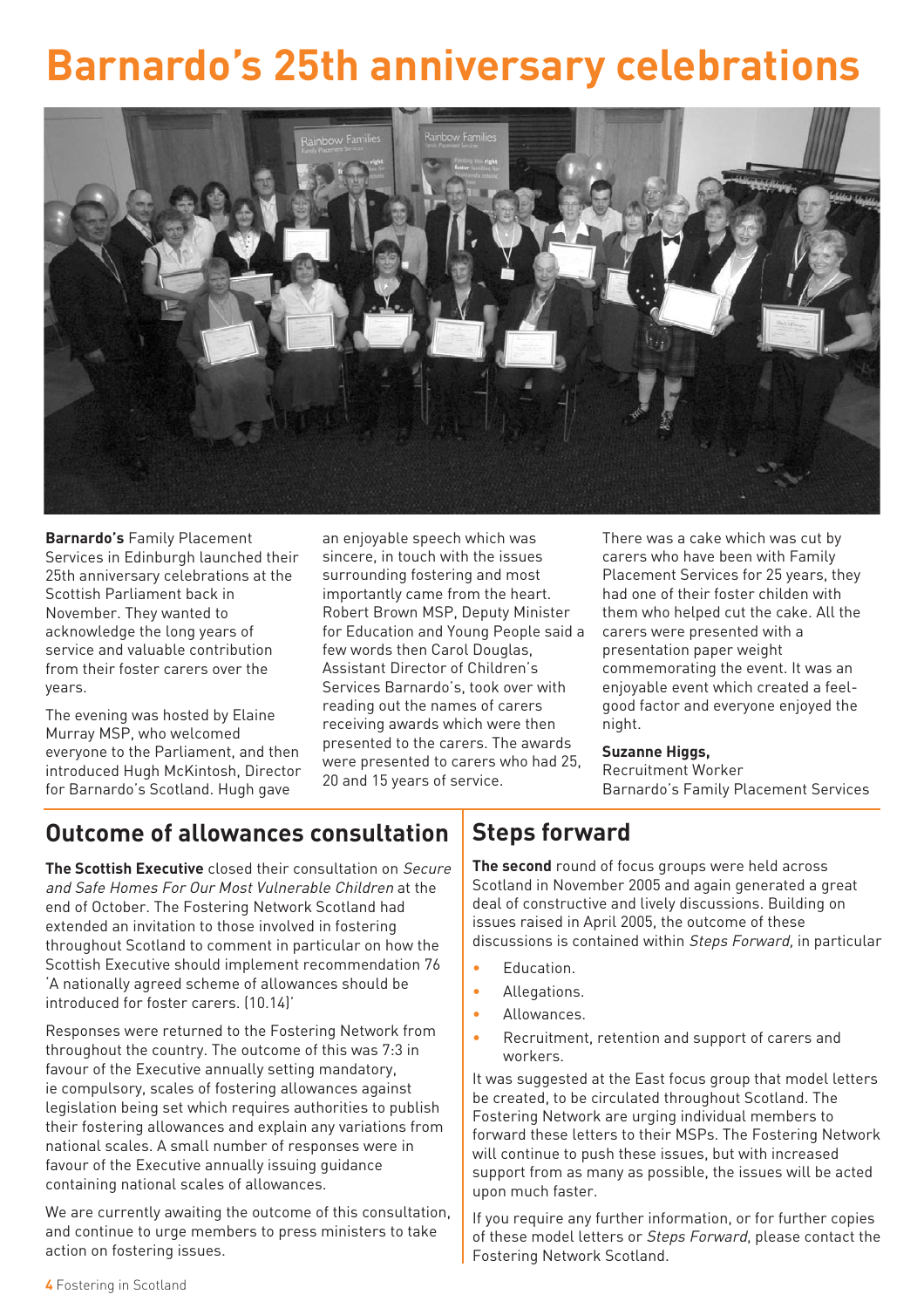# Barnardo's 25th anniversary celebrations

**Barnardo's** Family Placement Services in Edinburgh launched their 25th anniversary celebrations at the Scottish Parliament back in November. They wanted to acknowledge the long years of service and valuable contribution from their foster carers over the years.

The evening was hosted by Elaine Murray MSP, who welcomed everyone to the Parliament, and then introduced Hugh McKintosh, Director for Barnardo's Scotland. Hugh gave an enjoyable speech which was sincere, in touch with the issues surrounding fostering and most importantly came from the heart. Robert Brown MSP, Deputy Minister for Education and Young People said a few words then Carol Douglas, Assistant Director of Children's Services Barnardo's, took over with reading out the names of carers receiving awards which were then presented to the carers. The awards were presented to carers who had 25, 20 and 15 years of service.

There was a cake which was cut by carers who have been with Family Placement Services for 25 years, they had one of their foster childen with them who helped cut the cake. All the carers were presented with a presentation paper weight commemorating the event. It was an enjoyable event which created a feel-good factor and everyone enjoyed the night.

**Suzanne Higgs,**
Recruitment Worker
Barnardo's Family Placement Services

## Outcome of allowances consultation

**The Scottish Executive** closed their consultation on *Secure and Safe Homes For Our Most Vulnerable Children* at the end of October. The Fostering Network Scotland had extended an invitation to those involved in fostering throughout Scotland to comment in particular on how the Scottish Executive should implement recommendation 76 'A nationally agreed scheme of allowances should be introduced for foster carers. (10.14)'

Responses were returned to the Fostering Network from throughout the country. The outcome of this was 7:3 in favour of the Executive annually setting mandatory, ie compulsory, scales of fostering allowances against legislation being set which requires authorities to publish their fostering allowances and explain any variations from national scales. A small number of responses were in favour of the Executive annually issuing guidance containing national scales of allowances.

We are currently awaiting the outcome of this consultation, and continue to urge members to press ministers to take action on fostering issues.

## Steps forward

**The second** round of focus groups were held across Scotland in November 2005 and again generated a great deal of constructive and lively discussions. Building on issues raised in April 2005, the outcome of these discussions is contained within *Steps Forward,* in particular

- Education.
- Allegations.
- Allowances.
- Recruitment, retention and support of carers and workers.

It was suggested at the East focus group that model letters be created, to be circulated throughout Scotland. The Fostering Network are urging individual members to forward these letters to their MSPs. The Fostering Network will continue to push these issues, but with increased support from as many as possible, the issues will be acted upon much faster.

If you require any further information, or for further copies of these model letters or *Steps Forward*, please contact the Fostering Network Scotland.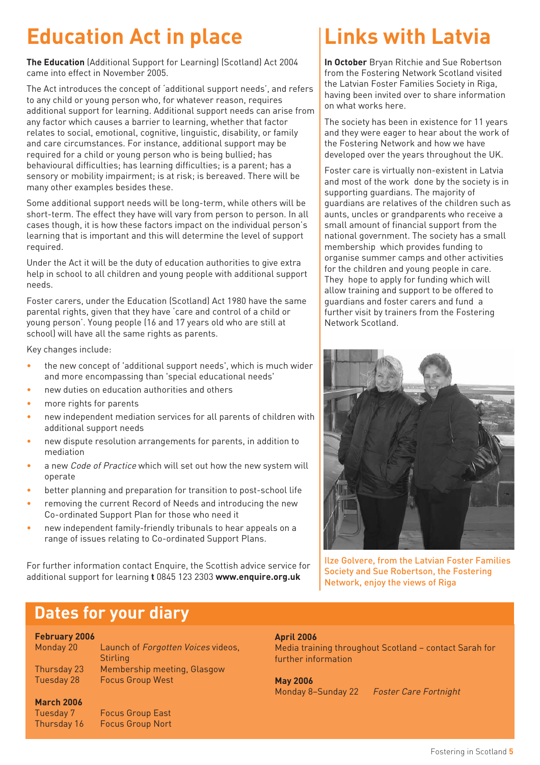# Education Act in place

**The Education** (Additional Support for Learning) (Scotland) Act 2004 came into effect in November 2005.

The Act introduces the concept of 'additional support needs', and refers to any child or young person who, for whatever reason, requires additional support for learning. Additional support needs can arise from any factor which causes a barrier to learning, whether that factor relates to social, emotional, cognitive, linguistic, disability, or family and care circumstances. For instance, additional support may be required for a child or young person who is being bullied; has behavioural difficulties; has learning difficulties; is a parent; has a sensory or mobility impairment; is at risk; is bereaved. There will be many other examples besides these.

Some additional support needs will be long-term, while others will be short-term. The effect they have will vary from person to person. In all cases though, it is how these factors impact on the individual person's learning that is important and this will determine the level of support required.

Under the Act it will be the duty of education authorities to give extra help in school to all children and young people with additional support needs.

Foster carers, under the Education (Scotland) Act 1980 have the same parental rights, given that they have 'care and control of a child or young person'. Young people (16 and 17 years old who are still at school) will have all the same rights as parents.

Key changes include:

- the new concept of 'additional support needs', which is much wider and more encompassing than 'special educational needs'
- new duties on education authorities and others
- more rights for parents
- new independent mediation services for all parents of children with additional support needs
- new dispute resolution arrangements for parents, in addition to mediation
- a new *Code of Practice* which will set out how the new system will operate
- better planning and preparation for transition to post-school life
- removing the current Record of Needs and introducing the new Co-ordinated Support Plan for those who need it
- new independent family-friendly tribunals to hear appeals on a range of issues relating to Co-ordinated Support Plans.

For further information contact Enquire, the Scottish advice service for additional support for learning **t** 0845 123 2303 **www.enquire.org.uk**

# Links with Latvia

**In October** Bryan Ritchie and Sue Robertson from the Fostering Network Scotland visited the Latvian Foster Families Society in Riga, having been invited over to share information on what works here.

The society has been in existence for 11 years and they were eager to hear about the work of the Fostering Network and how we have developed over the years throughout the UK.

Foster care is virtually non-existent in Latvia and most of the work done by the society is in supporting guardians. The majority of guardians are relatives of the children such as aunts, uncles or grandparents who receive a small amount of financial support from the national government. The society has a small membership which provides funding to organise summer camps and other activities for the children and young people in care. They hope to apply for funding which will allow training and support to be offered to guardians and foster carers and fund a further visit by trainers from the Fostering Network Scotland.

Ilze Golvere, from the Latvian Foster Families Society and Sue Robertson, the Fostering Network, enjoy the views of Riga

## Dates for your diary

**February 2006**
Monday 20 — Launch of *Forgotten Voices* videos, Stirling
Thursday 23 — Membership meeting, Glasgow
Tuesday 28 — Focus Group West

**March 2006**
Tuesday 7 — Focus Group East
Thursday 16 — Focus Group Nort

**April 2006**
Media training throughout Scotland – contact Sarah for further information

**May 2006**
Monday 8–Sunday 22 — *Foster Care Fortnight*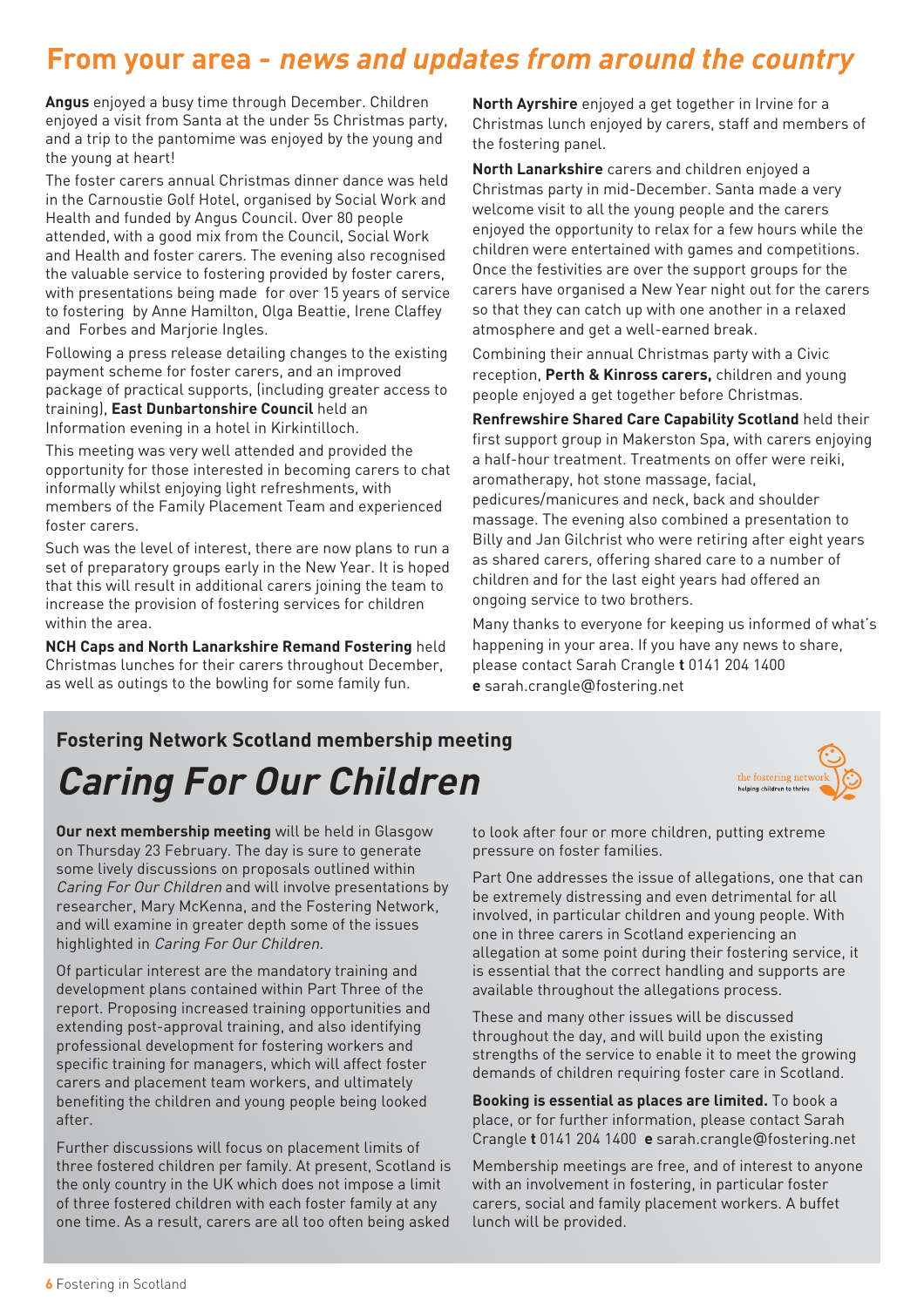# From your area - *news and updates from around the country*

**Angus** enjoyed a busy time through December. Children enjoyed a visit from Santa at the under 5s Christmas party, and a trip to the pantomime was enjoyed by the young and the young at heart!

The foster carers annual Christmas dinner dance was held in the Carnoustie Golf Hotel, organised by Social Work and Health and funded by Angus Council. Over 80 people attended, with a good mix from the Council, Social Work and Health and foster carers. The evening also recognised the valuable service to fostering provided by foster carers, with presentations being made for over 15 years of service to fostering by Anne Hamilton, Olga Beattie, Irene Claffey and Forbes and Marjorie Ingles.

Following a press release detailing changes to the existing payment scheme for foster carers, and an improved package of practical supports, (including greater access to training), **East Dunbartonshire Council** held an Information evening in a hotel in Kirkintilloch.

This meeting was very well attended and provided the opportunity for those interested in becoming carers to chat informally whilst enjoying light refreshments, with members of the Family Placement Team and experienced foster carers.

Such was the level of interest, there are now plans to run a set of preparatory groups early in the New Year. It is hoped that this will result in additional carers joining the team to increase the provision of fostering services for children within the area.

**NCH Caps and North Lanarkshire Remand Fostering** held Christmas lunches for their carers throughout December, as well as outings to the bowling for some family fun.

**North Ayrshire** enjoyed a get together in Irvine for a Christmas lunch enjoyed by carers, staff and members of the fostering panel.

**North Lanarkshire** carers and children enjoyed a Christmas party in mid-December. Santa made a very welcome visit to all the young people and the carers enjoyed the opportunity to relax for a few hours while the children were entertained with games and competitions. Once the festivities are over the support groups for the carers have organised a New Year night out for the carers so that they can catch up with one another in a relaxed atmosphere and get a well-earned break.

Combining their annual Christmas party with a Civic reception, **Perth & Kinross carers,** children and young people enjoyed a get together before Christmas.

**Renfrewshire Shared Care Capability Scotland** held their first support group in Makerston Spa, with carers enjoying a half-hour treatment. Treatments on offer were reiki, aromatherapy, hot stone massage, facial, pedicures/manicures and neck, back and shoulder massage. The evening also combined a presentation to Billy and Jan Gilchrist who were retiring after eight years as shared carers, offering shared care to a number of children and for the last eight years had offered an ongoing service to two brothers.

Many thanks to everyone for keeping us informed of what's happening in your area. If you have any news to share, please contact Sarah Crangle **t** 0141 204 1400 **e** sarah.crangle@fostering.net

## Fostering Network Scotland membership meeting

# *Caring For Our Children*

the fostering network
helping children to thrive

**Our next membership meeting** will be held in Glasgow on Thursday 23 February. The day is sure to generate some lively discussions on proposals outlined within *Caring For Our Children* and will involve presentations by researcher, Mary McKenna, and the Fostering Network, and will examine in greater depth some of the issues highlighted in *Caring For Our Children*.

Of particular interest are the mandatory training and development plans contained within Part Three of the report. Proposing increased training opportunities and extending post-approval training, and also identifying professional development for fostering workers and specific training for managers, which will affect foster carers and placement team workers, and ultimately benefiting the children and young people being looked after.

Further discussions will focus on placement limits of three fostered children per family. At present, Scotland is the only country in the UK which does not impose a limit of three fostered children with each foster family at any one time. As a result, carers are all too often being asked to look after four or more children, putting extreme pressure on foster families.

Part One addresses the issue of allegations, one that can be extremely distressing and even detrimental for all involved, in particular children and young people. With one in three carers in Scotland experiencing an allegation at some point during their fostering service, it is essential that the correct handling and supports are available throughout the allegations process.

These and many other issues will be discussed throughout the day, and will build upon the existing strengths of the service to enable it to meet the growing demands of children requiring foster care in Scotland.

**Booking is essential as places are limited.** To book a place, or for further information, please contact Sarah Crangle **t** 0141 204 1400 **e** sarah.crangle@fostering.net

Membership meetings are free, and of interest to anyone with an involvement in fostering, in particular foster carers, social and family placement workers. A buffet lunch will be provided.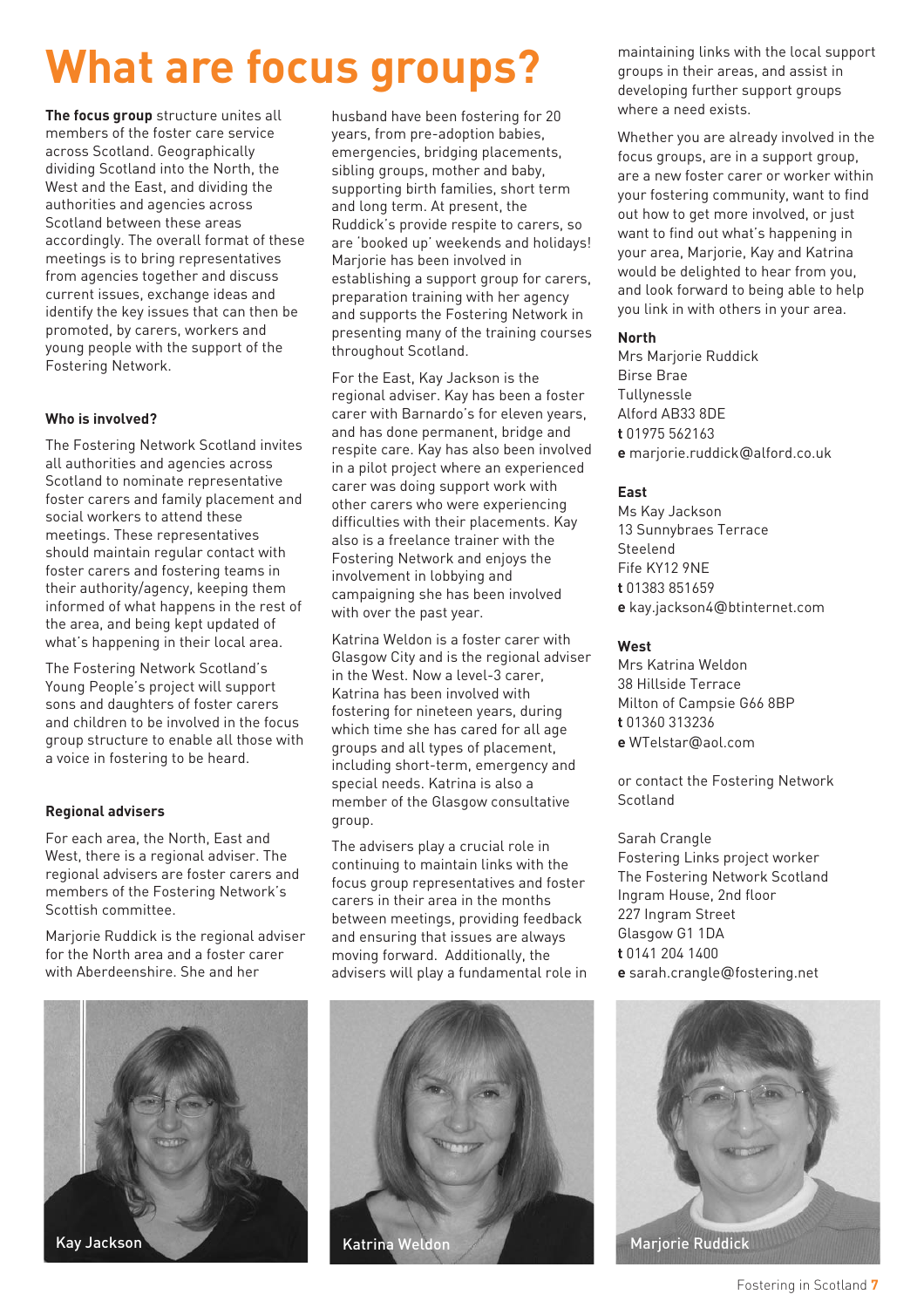# What are focus groups?

**The focus group** structure unites all members of the foster care service across Scotland. Geographically dividing Scotland into the North, the West and the East, and dividing the authorities and agencies across Scotland between these areas accordingly. The overall format of these meetings is to bring representatives from agencies together and discuss current issues, exchange ideas and identify the key issues that can then be promoted, by carers, workers and young people with the support of the Fostering Network.

### Who is involved?

The Fostering Network Scotland invites all authorities and agencies across Scotland to nominate representative foster carers and family placement and social workers to attend these meetings. These representatives should maintain regular contact with foster carers and fostering teams in their authority/agency, keeping them informed of what happens in the rest of the area, and being kept updated of what's happening in their local area.

The Fostering Network Scotland's Young People's project will support sons and daughters of foster carers and children to be involved in the focus group structure to enable all those with a voice in fostering to be heard.

### Regional advisers

For each area, the North, East and West, there is a regional adviser. The regional advisers are foster carers and members of the Fostering Network's Scottish committee.

Marjorie Ruddick is the regional adviser for the North area and a foster carer with Aberdeenshire. She and her husband have been fostering for 20 years, from pre-adoption babies, emergencies, bridging placements, sibling groups, mother and baby, supporting birth families, short term and long term. At present, the Ruddick's provide respite to carers, so are 'booked up' weekends and holidays! Marjorie has been involved in establishing a support group for carers, preparation training with her agency and supports the Fostering Network in presenting many of the training courses throughout Scotland.

For the East, Kay Jackson is the regional adviser. Kay has been a foster carer with Barnardo's for eleven years, and has done permanent, bridge and respite care. Kay has also been involved in a pilot project where an experienced carer was doing support work with other carers who were experiencing difficulties with their placements. Kay also is a freelance trainer with the Fostering Network and enjoys the involvement in lobbying and campaigning she has been involved with over the past year.

Katrina Weldon is a foster carer with Glasgow City and is the regional adviser in the West. Now a level-3 carer, Katrina has been involved with fostering for nineteen years, during which time she has cared for all age groups and all types of placement, including short-term, emergency and special needs. Katrina is also a member of the Glasgow consultative group.

The advisers play a crucial role in continuing to maintain links with the focus group representatives and foster carers in their area in the months between meetings, providing feedback and ensuring that issues are always moving forward. Additionally, the advisers will play a fundamental role in maintaining links with the local support groups in their areas, and assist in developing further support groups where a need exists.

Whether you are already involved in the focus groups, are in a support group, are a new foster carer or worker within your fostering community, want to find out how to get more involved, or just want to find out what's happening in your area, Marjorie, Kay and Katrina would be delighted to hear from you, and look forward to being able to help you link in with others in your area.

**North**
Mrs Marjorie Ruddick
Birse Brae
Tullynessle
Alford AB33 8DE
**t** 01975 562163
**e** marjorie.ruddick@alford.co.uk

**East**
Ms Kay Jackson
13 Sunnybraes Terrace
Steelend
Fife KY12 9NE
**t** 01383 851659
**e** kay.jackson4@btinternet.com

**West**
Mrs Katrina Weldon
38 Hillside Terrace
Milton of Campsie G66 8BP
**t** 01360 313236
**e** WTelstar@aol.com

or contact the Fostering Network Scotland

Sarah Crangle
Fostering Links project worker
The Fostering Network Scotland
Ingram House, 2nd floor
227 Ingram Street
Glasgow G1 1DA
**t** 0141 204 1400
**e** sarah.crangle@fostering.net

Kay Jackson

Katrina Weldon

Marjorie Ruddick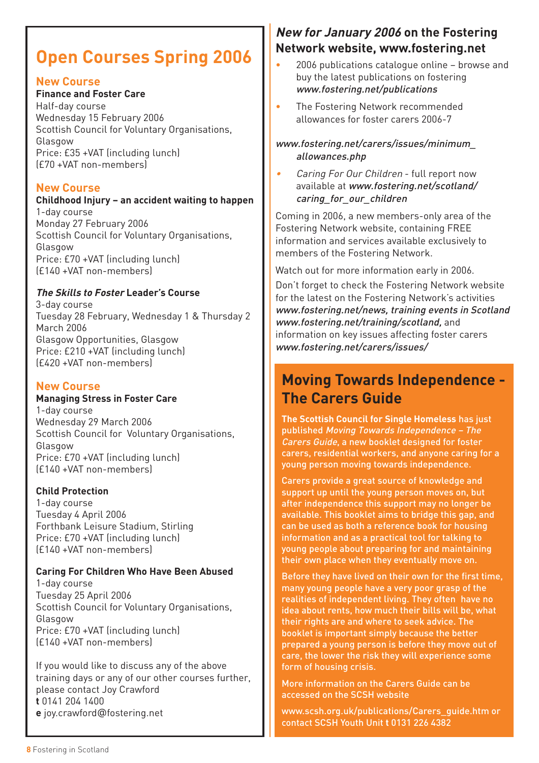# Open Courses Spring 2006

## New Course

**Finance and Foster Care**
Half-day course
Wednesday 15 February 2006
Scottish Council for Voluntary Organisations, Glasgow
Price: £35 +VAT (including lunch)
(£70 +VAT non-members)

## New Course

**Childhood Injury – an accident waiting to happen**
1-day course
Monday 27 February 2006
Scottish Council for Voluntary Organisations, Glasgow
Price: £70 +VAT (including lunch)
(£140 +VAT non-members)

***The Skills to Foster*** **Leader's Course**
3-day course
Tuesday 28 February, Wednesday 1 & Thursday 2 March 2006
Glasgow Opportunities, Glasgow
Price: £210 +VAT (including lunch)
(£420 +VAT non-members)

## New Course

**Managing Stress in Foster Care**
1-day course
Wednesday 29 March 2006
Scottish Council for Voluntary Organisations, Glasgow
Price: £70 +VAT (including lunch)
(£140 +VAT non-members)

**Child Protection**
1-day course
Tuesday 4 April 2006
Forthbank Leisure Stadium, Stirling
Price: £70 +VAT (including lunch)
(£140 +VAT non-members)

**Caring For Children Who Have Been Abused**
1-day course
Tuesday 25 April 2006
Scottish Council for Voluntary Organisations, Glasgow
Price: £70 +VAT (including lunch)
(£140 +VAT non-members)

If you would like to discuss any of the above training days or any of our other courses further, please contact Joy Crawford
**t** 0141 204 1400
**e** joy.crawford@fostering.net

## *New for January 2006* on the Fostering Network website, www.fostering.net

- 2006 publications catalogue online – browse and buy the latest publications on fostering *www.fostering.net/publications*
- The Fostering Network recommended allowances for foster carers 2006-7

*www.fostering.net/carers/issues/minimum_allowances.php*

- *Caring For Our Children* - full report now available at *www.fostering.net/scotland/caring_for_our_children*

Coming in 2006, a new members-only area of the Fostering Network website, containing FREE information and services available exclusively to members of the Fostering Network.

Watch out for more information early in 2006.

Don't forget to check the Fostering Network website for the latest on the Fostering Network's activities *www.fostering.net/news, training events in Scotland www.fostering.net/training/scotland,* and information on key issues affecting foster carers *www.fostering.net/carers/issues/*

# Moving Towards Independence - The Carers Guide

**The Scottish Council for Single Homeless** has just published *Moving Towards Independence – The Carers Guide*, a new booklet designed for foster carers, residential workers, and anyone caring for a young person moving towards independence.

Carers provide a great source of knowledge and support up until the young person moves on, but after independence this support may no longer be available. This booklet aims to bridge this gap, and can be used as both a reference book for housing information and as a practical tool for talking to young people about preparing for and maintaining their own place when they eventually move on.

Before they have lived on their own for the first time, many young people have a very poor grasp of the realities of independent living. They often have no idea about rents, how much their bills will be, what their rights are and where to seek advice. The booklet is important simply because the better prepared a young person is before they move out of care, the lower the risk they will experience some form of housing crisis.

More information on the Carers Guide can be accessed on the SCSH website

www.scsh.org.uk/publications/Carers_guide.htm or contact SCSH Youth Unit **t** 0131 226 4382